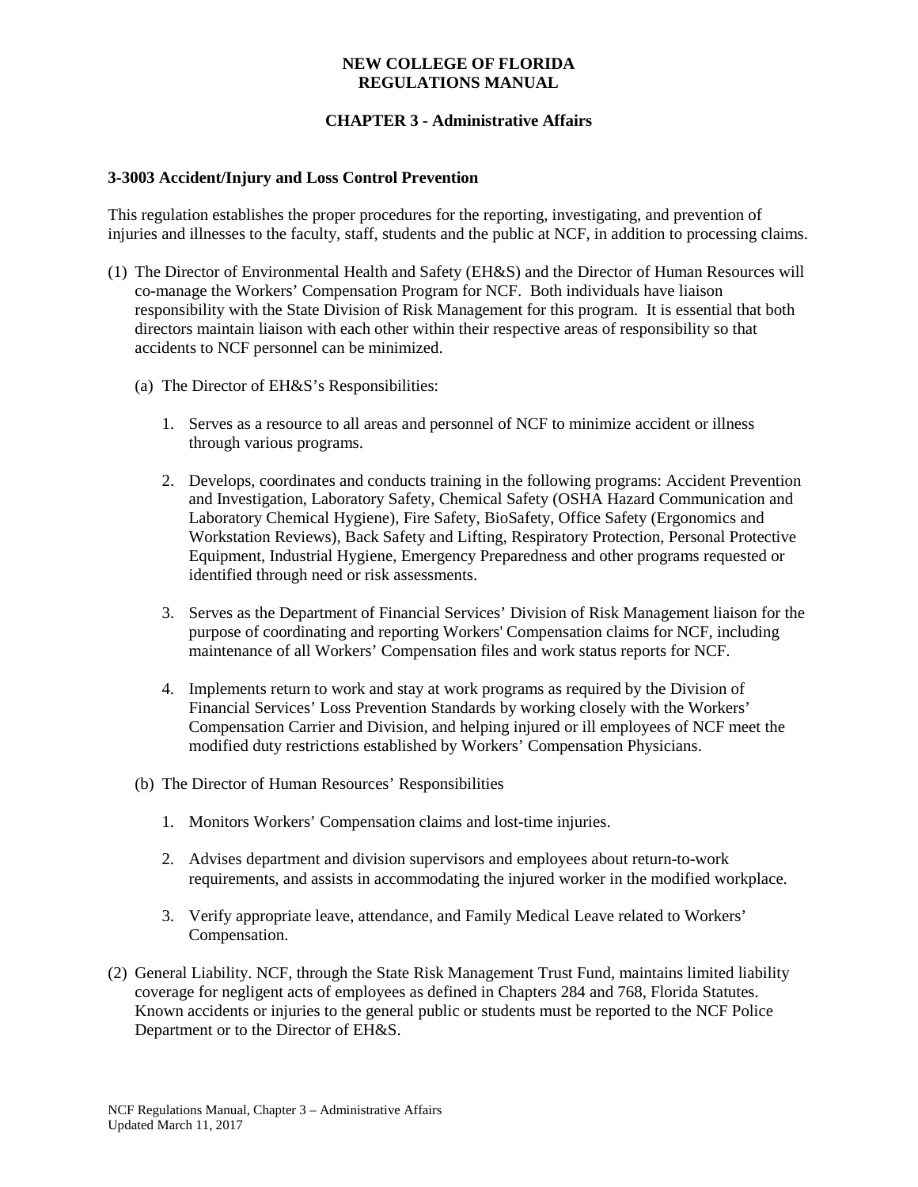**NEW COLLEGE OF FLORIDA**
**REGULATIONS MANUAL**

**CHAPTER 3 - Administrative Affairs**

### 3-3003 Accident/Injury and Loss Control Prevention

This regulation establishes the proper procedures for the reporting, investigating, and prevention of injuries and illnesses to the faculty, staff, students and the public at NCF, in addition to processing claims.

(1) The Director of Environmental Health and Safety (EH&S) and the Director of Human Resources will co-manage the Workers' Compensation Program for NCF. Both individuals have liaison responsibility with the State Division of Risk Management for this program. It is essential that both directors maintain liaison with each other within their respective areas of responsibility so that accidents to NCF personnel can be minimized.

(a) The Director of EH&S's Responsibilities:

1. Serves as a resource to all areas and personnel of NCF to minimize accident or illness through various programs.

2. Develops, coordinates and conducts training in the following programs: Accident Prevention and Investigation, Laboratory Safety, Chemical Safety (OSHA Hazard Communication and Laboratory Chemical Hygiene), Fire Safety, BioSafety, Office Safety (Ergonomics and Workstation Reviews), Back Safety and Lifting, Respiratory Protection, Personal Protective Equipment, Industrial Hygiene, Emergency Preparedness and other programs requested or identified through need or risk assessments.

3. Serves as the Department of Financial Services' Division of Risk Management liaison for the purpose of coordinating and reporting Workers' Compensation claims for NCF, including maintenance of all Workers' Compensation files and work status reports for NCF.

4. Implements return to work and stay at work programs as required by the Division of Financial Services' Loss Prevention Standards by working closely with the Workers' Compensation Carrier and Division, and helping injured or ill employees of NCF meet the modified duty restrictions established by Workers' Compensation Physicians.

(b) The Director of Human Resources' Responsibilities

1. Monitors Workers' Compensation claims and lost-time injuries.

2. Advises department and division supervisors and employees about return-to-work requirements, and assists in accommodating the injured worker in the modified workplace.

3. Verify appropriate leave, attendance, and Family Medical Leave related to Workers' Compensation.

(2) General Liability. NCF, through the State Risk Management Trust Fund, maintains limited liability coverage for negligent acts of employees as defined in Chapters 284 and 768, Florida Statutes. Known accidents or injuries to the general public or students must be reported to the NCF Police Department or to the Director of EH&S.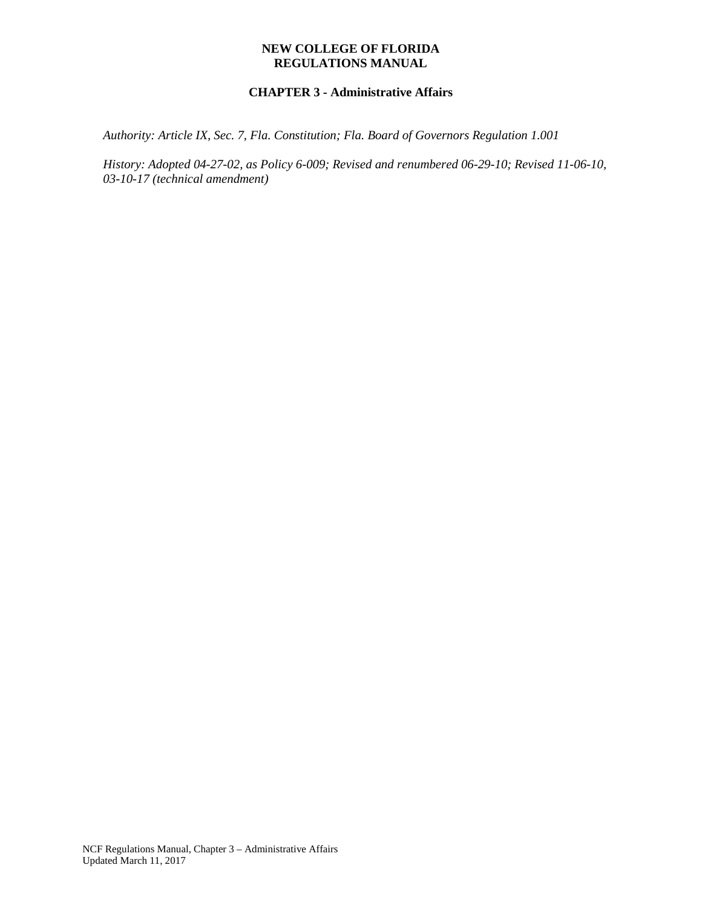**NEW COLLEGE OF FLORIDA**
**REGULATIONS MANUAL**

**CHAPTER 3 - Administrative Affairs**

*Authority: Article IX, Sec. 7, Fla. Constitution; Fla. Board of Governors Regulation 1.001*

*History: Adopted 04-27-02, as Policy 6-009; Revised and renumbered 06-29-10; Revised 11-06-10, 03-10-17 (technical amendment)*